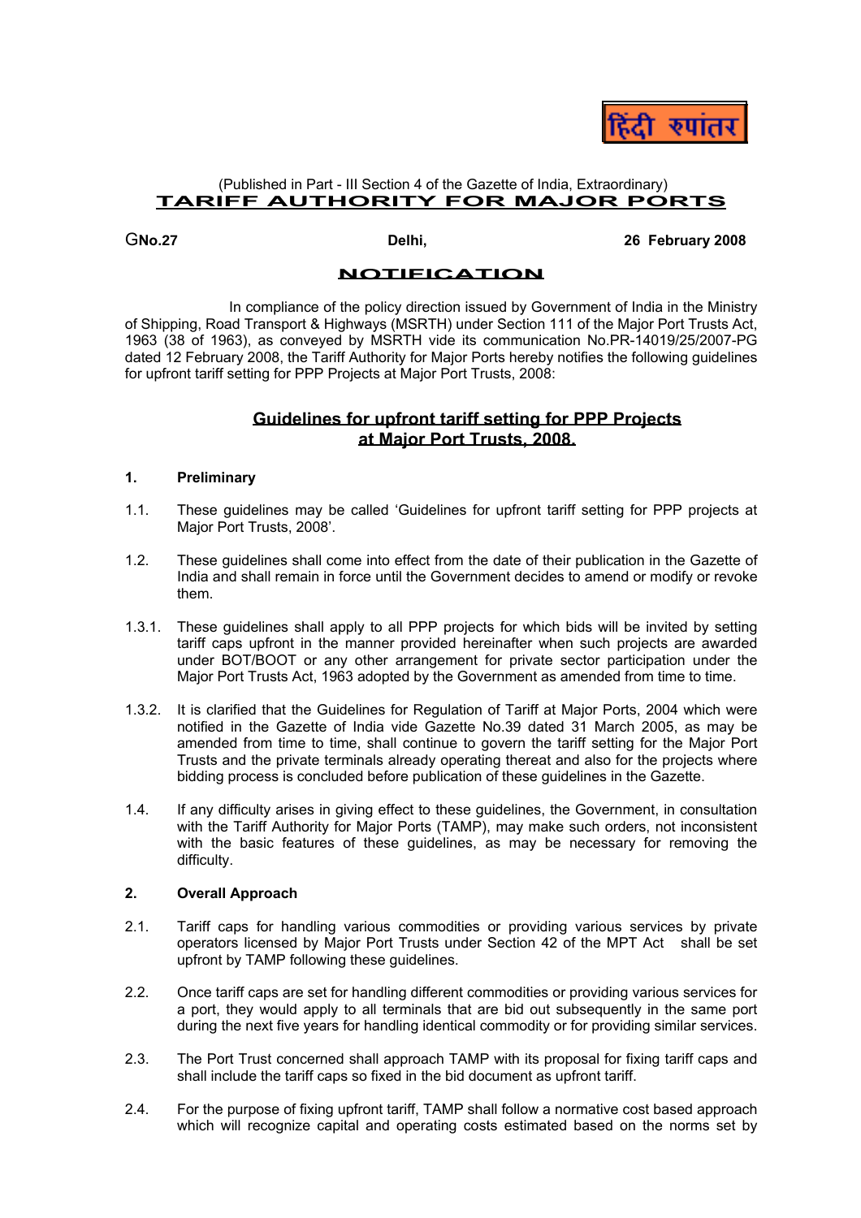हिंदी रुपांतर

(Published in Part - III Section 4 of the Gazette of India, Extraordinary)

# TARIFF AUTHORITY FOR MAJOR PORTS

GNo.27 Delhi, 26 February 2008

## NOTIFICATION

In compliance of the policy direction issued by Government of India in the Ministry of Shipping, Road Transport & Highways (MSRTH) under Section 111 of the Major Port Trusts Act, 1963 (38 of 1963), as conveyed by MSRTH vide its communication No.PR-14019/25/2007-PG dated 12 February 2008, the Tariff Authority for Major Ports hereby notifies the following guidelines for upfront tariff setting for PPP Projects at Major Port Trusts, 2008:

## Guidelines for upfront tariff setting for PPP Projects at Major Port Trusts, 2008.

### 1. Preliminary

1.1. These guidelines may be called 'Guidelines for upfront tariff setting for PPP projects at Major Port Trusts, 2008'.

1.2. These guidelines shall come into effect from the date of their publication in the Gazette of India and shall remain in force until the Government decides to amend or modify or revoke them.

1.3.1. These guidelines shall apply to all PPP projects for which bids will be invited by setting tariff caps upfront in the manner provided hereinafter when such projects are awarded under BOT/BOOT or any other arrangement for private sector participation under the Major Port Trusts Act, 1963 adopted by the Government as amended from time to time.

1.3.2. It is clarified that the Guidelines for Regulation of Tariff at Major Ports, 2004 which were notified in the Gazette of India vide Gazette No.39 dated 31 March 2005, as may be amended from time to time, shall continue to govern the tariff setting for the Major Port Trusts and the private terminals already operating thereat and also for the projects where bidding process is concluded before publication of these guidelines in the Gazette.

1.4. If any difficulty arises in giving effect to these guidelines, the Government, in consultation with the Tariff Authority for Major Ports (TAMP), may make such orders, not inconsistent with the basic features of these guidelines, as may be necessary for removing the difficulty.

### 2. Overall Approach

2.1. Tariff caps for handling various commodities or providing various services by private operators licensed by Major Port Trusts under Section 42 of the MPT Act shall be set upfront by TAMP following these guidelines.

2.2. Once tariff caps are set for handling different commodities or providing various services for a port, they would apply to all terminals that are bid out subsequently in the same port during the next five years for handling identical commodity or for providing similar services.

2.3. The Port Trust concerned shall approach TAMP with its proposal for fixing tariff caps and shall include the tariff caps so fixed in the bid document as upfront tariff.

2.4. For the purpose of fixing upfront tariff, TAMP shall follow a normative cost based approach which will recognize capital and operating costs estimated based on the norms set by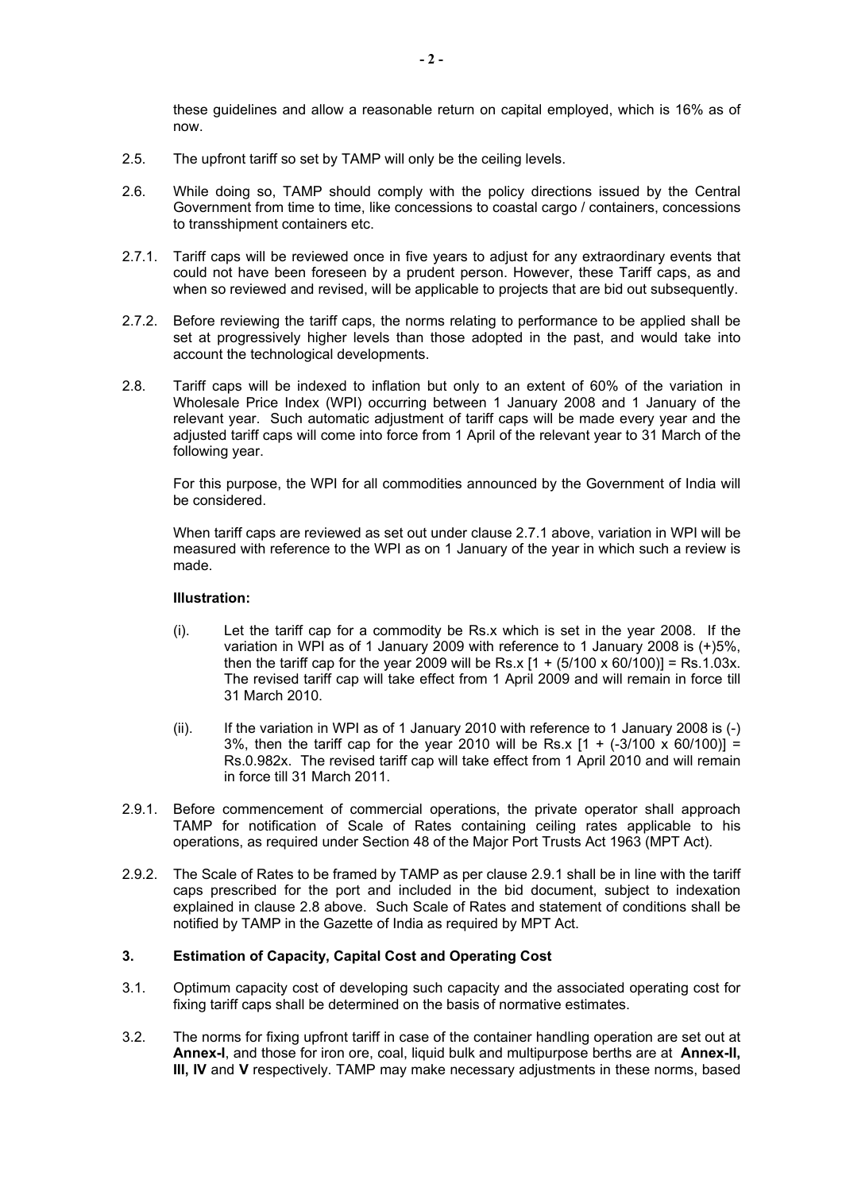these guidelines and allow a reasonable return on capital employed, which is 16% as of now.

2.5. The upfront tariff so set by TAMP will only be the ceiling levels.

2.6. While doing so, TAMP should comply with the policy directions issued by the Central Government from time to time, like concessions to coastal cargo / containers, concessions to transshipment containers etc.

2.7.1. Tariff caps will be reviewed once in five years to adjust for any extraordinary events that could not have been foreseen by a prudent person. However, these Tariff caps, as and when so reviewed and revised, will be applicable to projects that are bid out subsequently.

2.7.2. Before reviewing the tariff caps, the norms relating to performance to be applied shall be set at progressively higher levels than those adopted in the past, and would take into account the technological developments.

2.8. Tariff caps will be indexed to inflation but only to an extent of 60% of the variation in Wholesale Price Index (WPI) occurring between 1 January 2008 and 1 January of the relevant year. Such automatic adjustment of tariff caps will be made every year and the adjusted tariff caps will come into force from 1 April of the relevant year to 31 March of the following year.

For this purpose, the WPI for all commodities announced by the Government of India will be considered.

When tariff caps are reviewed as set out under clause 2.7.1 above, variation in WPI will be measured with reference to the WPI as on 1 January of the year in which such a review is made.

**Illustration:**

(i). Let the tariff cap for a commodity be Rs.x which is set in the year 2008. If the variation in WPI as of 1 January 2009 with reference to 1 January 2008 is (+)5%, then the tariff cap for the year 2009 will be Rs.x [1 + (5/100 x 60/100)] = Rs.1.03x. The revised tariff cap will take effect from 1 April 2009 and will remain in force till 31 March 2010.

(ii). If the variation in WPI as of 1 January 2010 with reference to 1 January 2008 is (-) 3%, then the tariff cap for the year 2010 will be Rs.x [1 + (-3/100 x 60/100)] = Rs.0.982x. The revised tariff cap will take effect from 1 April 2010 and will remain in force till 31 March 2011.

2.9.1. Before commencement of commercial operations, the private operator shall approach TAMP for notification of Scale of Rates containing ceiling rates applicable to his operations, as required under Section 48 of the Major Port Trusts Act 1963 (MPT Act).

2.9.2. The Scale of Rates to be framed by TAMP as per clause 2.9.1 shall be in line with the tariff caps prescribed for the port and included in the bid document, subject to indexation explained in clause 2.8 above. Such Scale of Rates and statement of conditions shall be notified by TAMP in the Gazette of India as required by MPT Act.

## 3. Estimation of Capacity, Capital Cost and Operating Cost

3.1. Optimum capacity cost of developing such capacity and the associated operating cost for fixing tariff caps shall be determined on the basis of normative estimates.

3.2. The norms for fixing upfront tariff in case of the container handling operation are set out at **Annex-I**, and those for iron ore, coal, liquid bulk and multipurpose berths are at **Annex-II, III, IV** and **V** respectively. TAMP may make necessary adjustments in these norms, based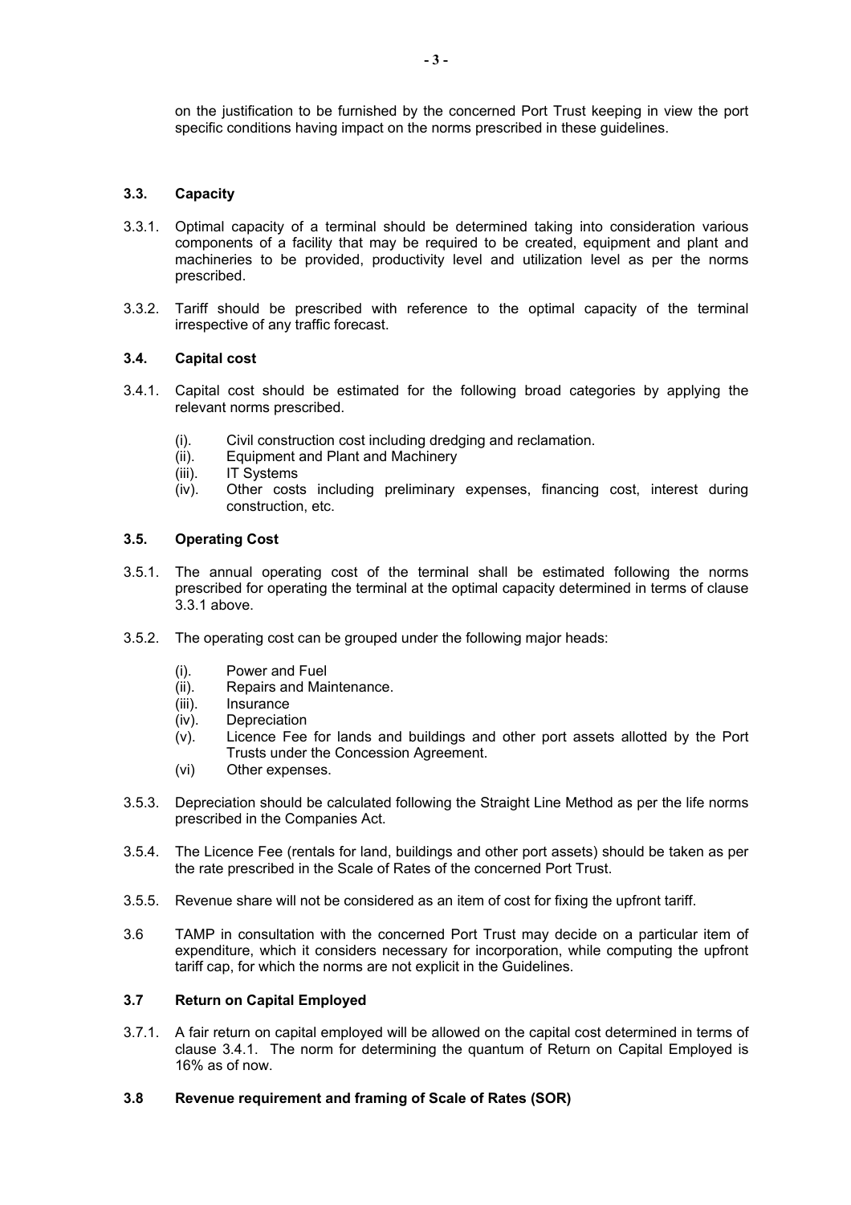on the justification to be furnished by the concerned Port Trust keeping in view the port specific conditions having impact on the norms prescribed in these guidelines.

### 3.3. Capacity

3.3.1. Optimal capacity of a terminal should be determined taking into consideration various components of a facility that may be required to be created, equipment and plant and machineries to be provided, productivity level and utilization level as per the norms prescribed.

3.3.2. Tariff should be prescribed with reference to the optimal capacity of the terminal irrespective of any traffic forecast.

### 3.4. Capital cost

3.4.1. Capital cost should be estimated for the following broad categories by applying the relevant norms prescribed.

(i). Civil construction cost including dredging and reclamation.
(ii). Equipment and Plant and Machinery
(iii). IT Systems
(iv). Other costs including preliminary expenses, financing cost, interest during construction, etc.

### 3.5. Operating Cost

3.5.1. The annual operating cost of the terminal shall be estimated following the norms prescribed for operating the terminal at the optimal capacity determined in terms of clause 3.3.1 above.

3.5.2. The operating cost can be grouped under the following major heads:

(i). Power and Fuel
(ii). Repairs and Maintenance.
(iii). Insurance
(iv). Depreciation
(v). Licence Fee for lands and buildings and other port assets allotted by the Port Trusts under the Concession Agreement.
(vi) Other expenses.

3.5.3. Depreciation should be calculated following the Straight Line Method as per the life norms prescribed in the Companies Act.

3.5.4. The Licence Fee (rentals for land, buildings and other port assets) should be taken as per the rate prescribed in the Scale of Rates of the concerned Port Trust.

3.5.5. Revenue share will not be considered as an item of cost for fixing the upfront tariff.

3.6 TAMP in consultation with the concerned Port Trust may decide on a particular item of expenditure, which it considers necessary for incorporation, while computing the upfront tariff cap, for which the norms are not explicit in the Guidelines.

### 3.7 Return on Capital Employed

3.7.1. A fair return on capital employed will be allowed on the capital cost determined in terms of clause 3.4.1. The norm for determining the quantum of Return on Capital Employed is 16% as of now.

### 3.8 Revenue requirement and framing of Scale of Rates (SOR)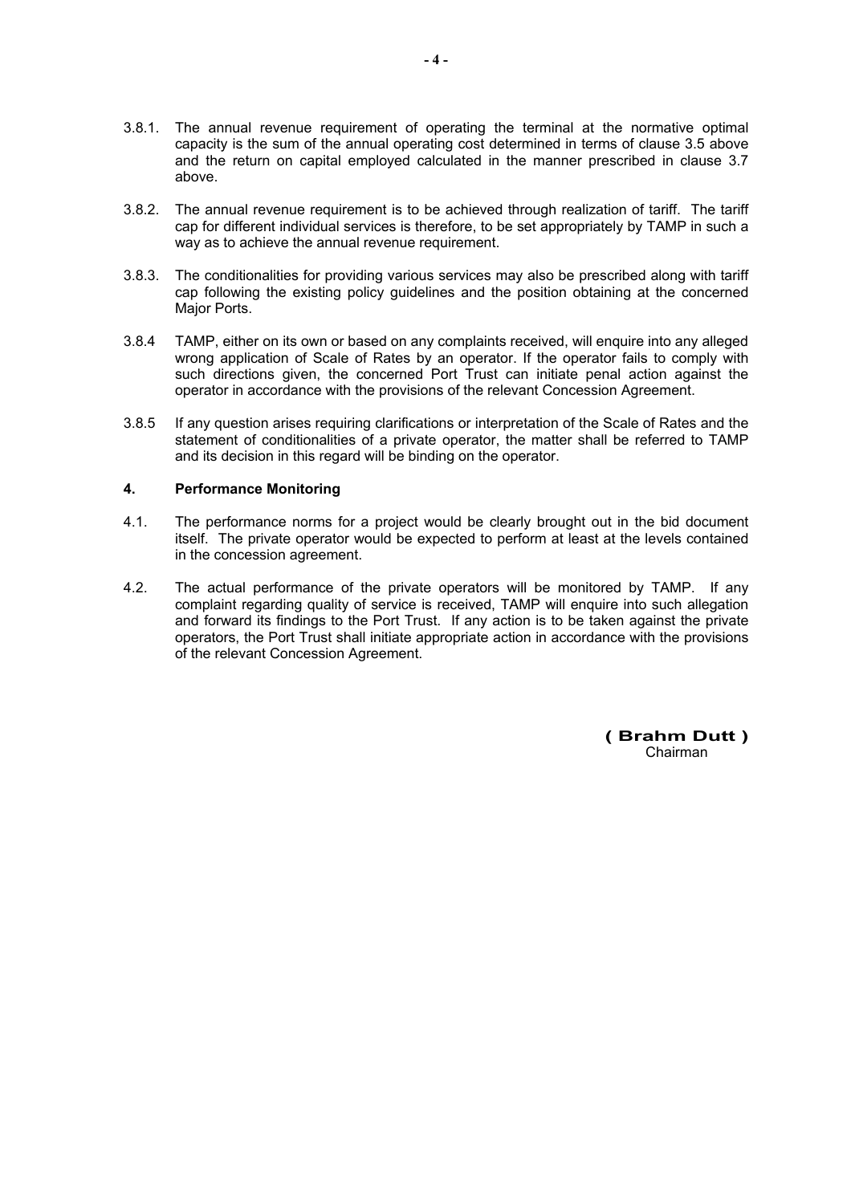3.8.1. The annual revenue requirement of operating the terminal at the normative optimal capacity is the sum of the annual operating cost determined in terms of clause 3.5 above and the return on capital employed calculated in the manner prescribed in clause 3.7 above.

3.8.2. The annual revenue requirement is to be achieved through realization of tariff. The tariff cap for different individual services is therefore, to be set appropriately by TAMP in such a way as to achieve the annual revenue requirement.

3.8.3. The conditionalities for providing various services may also be prescribed along with tariff cap following the existing policy guidelines and the position obtaining at the concerned Major Ports.

3.8.4 TAMP, either on its own or based on any complaints received, will enquire into any alleged wrong application of Scale of Rates by an operator. If the operator fails to comply with such directions given, the concerned Port Trust can initiate penal action against the operator in accordance with the provisions of the relevant Concession Agreement.

3.8.5 If any question arises requiring clarifications or interpretation of the Scale of Rates and the statement of conditionalities of a private operator, the matter shall be referred to TAMP and its decision in this regard will be binding on the operator.

## 4. Performance Monitoring

4.1. The performance norms for a project would be clearly brought out in the bid document itself. The private operator would be expected to perform at least at the levels contained in the concession agreement.

4.2. The actual performance of the private operators will be monitored by TAMP. If any complaint regarding quality of service is received, TAMP will enquire into such allegation and forward its findings to the Port Trust. If any action is to be taken against the private operators, the Port Trust shall initiate appropriate action in accordance with the provisions of the relevant Concession Agreement.

**( Brahm Dutt )**
Chairman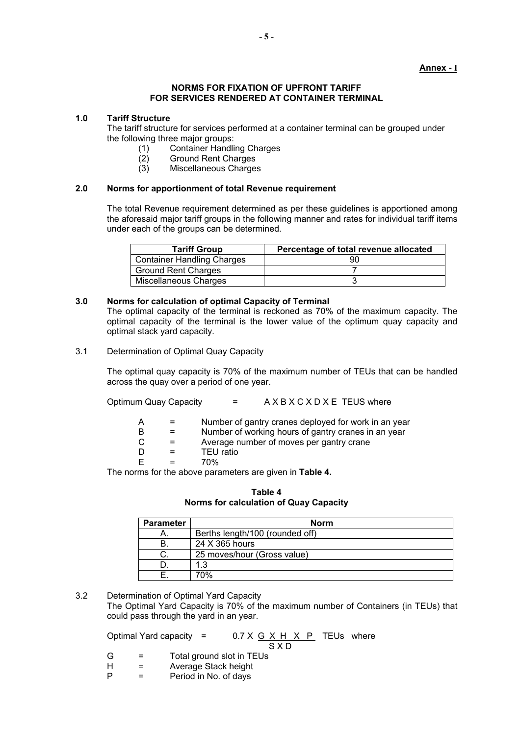**Annex - I**

**NORMS FOR FIXATION OF UPFRONT TARIFF FOR SERVICES RENDERED AT CONTAINER TERMINAL**

**1.0 Tariff Structure**

The tariff structure for services performed at a container terminal can be grouped under the following three major groups:

(1) Container Handling Charges
(2) Ground Rent Charges
(3) Miscellaneous Charges

**2.0 Norms for apportionment of total Revenue requirement**

The total Revenue requirement determined as per these guidelines is apportioned among the aforesaid major tariff groups in the following manner and rates for individual tariff items under each of the groups can be determined.

| Tariff Group | Percentage of total revenue allocated |
|---|---|
| Container Handling Charges | 90 |
| Ground Rent Charges | 7 |
| Miscellaneous Charges | 3 |

**3.0 Norms for calculation of optimal Capacity of Terminal**

The optimal capacity of the terminal is reckoned as 70% of the maximum capacity. The optimal capacity of the terminal is the lower value of the optimum quay capacity and optimal stack yard capacity.

3.1 Determination of Optimal Quay Capacity

The optimal quay capacity is 70% of the maximum number of TEUs that can be handled across the quay over a period of one year.

Optimum Quay Capacity = $A \times B \times C \times D \times E$ TEUS where

A = Number of gantry cranes deployed for work in an year
B = Number of working hours of gantry cranes in an year
C = Average number of moves per gantry crane
D = TEU ratio
E = 70%

The norms for the above parameters are given in **Table 4.**

**Table 4**
**Norms for calculation of Quay Capacity**

| Parameter | Norm |
|---|---|
| A. | Berths length/100 (rounded off) |
| B. | 24 X 365 hours |
| C. | 25 moves/hour (Gross value) |
| D. | 1.3 |
| E. | 70% |

3.2 Determination of Optimal Yard Capacity

The Optimal Yard Capacity is 70% of the maximum number of Containers (in TEUs) that could pass through the yard in an year.

Optimal Yard capacity = $0.7 \times \dfrac{G \times H \times P}{S \times D}$ TEUs where

G = Total ground slot in TEUs
H = Average Stack height
P = Period in No. of days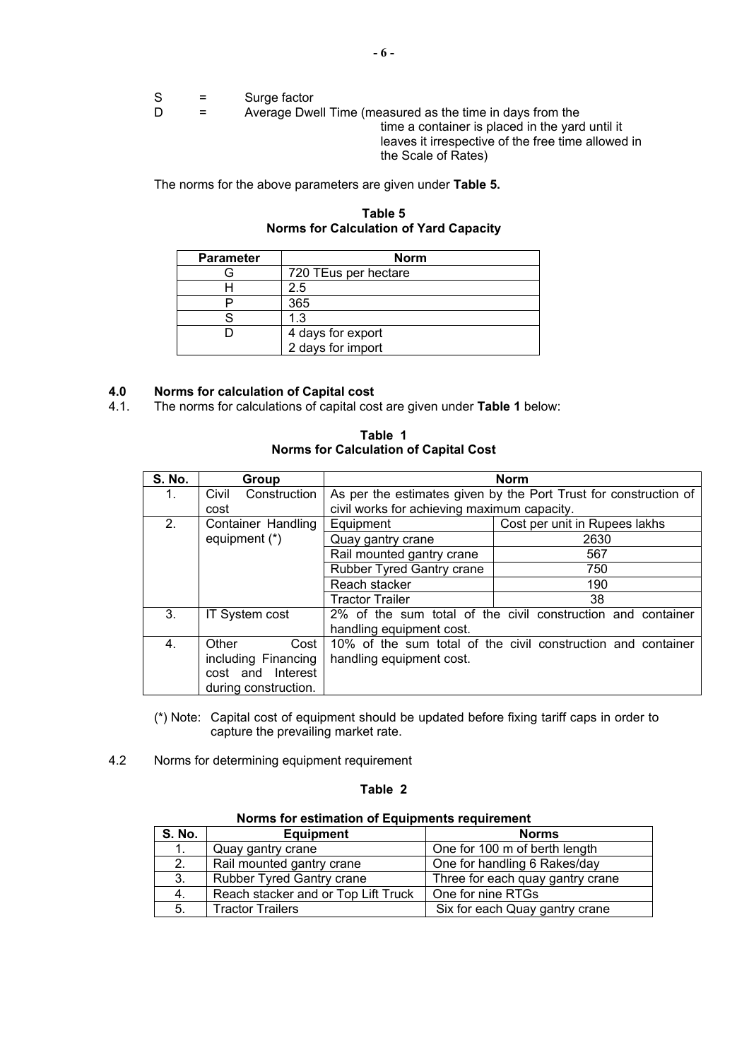S = Surge factor

D = Average Dwell Time (measured as the time in days from the time a container is placed in the yard until it leaves it irrespective of the free time allowed in the Scale of Rates)

The norms for the above parameters are given under **Table 5.**

**Table 5**
**Norms for Calculation of Yard Capacity**

| Parameter | Norm |
|---|---|
| G | 720 TEus per hectare |
| H | 2.5 |
| P | 365 |
| S | 1.3 |
| D | 4 days for export<br>2 days for import |

## 4.0 Norms for calculation of Capital cost

4.1. The norms for calculations of capital cost are given under **Table 1** below:

**Table 1**
**Norms for Calculation of Capital Cost**

| S. No. | Group | Norm | |
|---|---|---|---|
| 1. | Civil Construction cost | As per the estimates given by the Port Trust for construction of civil works for achieving maximum capacity. | |
| 2. | Container Handling equipment (*) | Equipment | Cost per unit in Rupees lakhs |
| | | Quay gantry crane | 2630 |
| | | Rail mounted gantry crane | 567 |
| | | Rubber Tyred Gantry crane | 750 |
| | | Reach stacker | 190 |
| | | Tractor Trailer | 38 |
| 3. | IT System cost | 2% of the sum total of the civil construction and container handling equipment cost. | |
| 4. | Other Cost including Financing cost and Interest during construction. | 10% of the sum total of the civil construction and container handling equipment cost. | |

(*) Note: Capital cost of equipment should be updated before fixing tariff caps in order to capture the prevailing market rate.

4.2 Norms for determining equipment requirement

**Table 2**

**Norms for estimation of Equipments requirement**

| S. No. | Equipment | Norms |
|---|---|---|
| 1. | Quay gantry crane | One for 100 m of berth length |
| 2. | Rail mounted gantry crane | One for handling 6 Rakes/day |
| 3. | Rubber Tyred Gantry crane | Three for each quay gantry crane |
| 4. | Reach stacker and or Top Lift Truck | One for nine RTGs |
| 5. | Tractor Trailers | Six for each Quay gantry crane |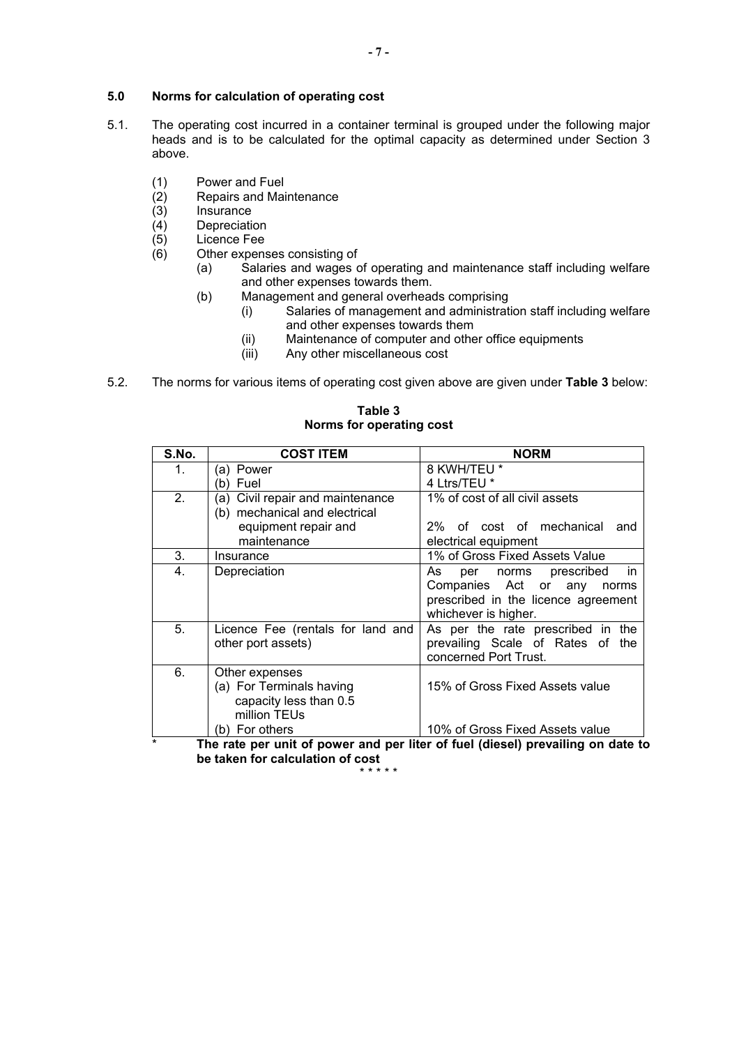## 5.0 Norms for calculation of operating cost

5.1. The operating cost incurred in a container terminal is grouped under the following major heads and is to be calculated for the optimal capacity as determined under Section 3 above.

(1) Power and Fuel
(2) Repairs and Maintenance
(3) Insurance
(4) Depreciation
(5) Licence Fee
(6) Other expenses consisting of
  (a) Salaries and wages of operating and maintenance staff including welfare and other expenses towards them.
  (b) Management and general overheads comprising
    (i) Salaries of management and administration staff including welfare and other expenses towards them
    (ii) Maintenance of computer and other office equipments
    (iii) Any other miscellaneous cost

5.2. The norms for various items of operating cost given above are given under **Table 3** below:

**Table 3**
**Norms for operating cost**

| S.No. | COST ITEM | NORM |
|---|---|---|
| 1. | (a) Power<br>(b) Fuel | 8 KWH/TEU *<br>4 Ltrs/TEU * |
| 2. | (a) Civil repair and maintenance<br>(b) mechanical and electrical equipment repair and maintenance | 1% of cost of all civil assets<br>2% of cost of mechanical and electrical equipment |
| 3. | Insurance | 1% of Gross Fixed Assets Value |
| 4. | Depreciation | As per norms prescribed in Companies Act or any norms prescribed in the licence agreement whichever is higher. |
| 5. | Licence Fee (rentals for land and other port assets) | As per the rate prescribed in the prevailing Scale of Rates of the concerned Port Trust. |
| 6. | Other expenses<br>(a) For Terminals having capacity less than 0.5 million TEUs<br>(b) For others | <br>15% of Gross Fixed Assets value<br>10% of Gross Fixed Assets value |

\* **The rate per unit of power and per liter of fuel (diesel) prevailing on date to be taken for calculation of cost**

\* \* \* \* \*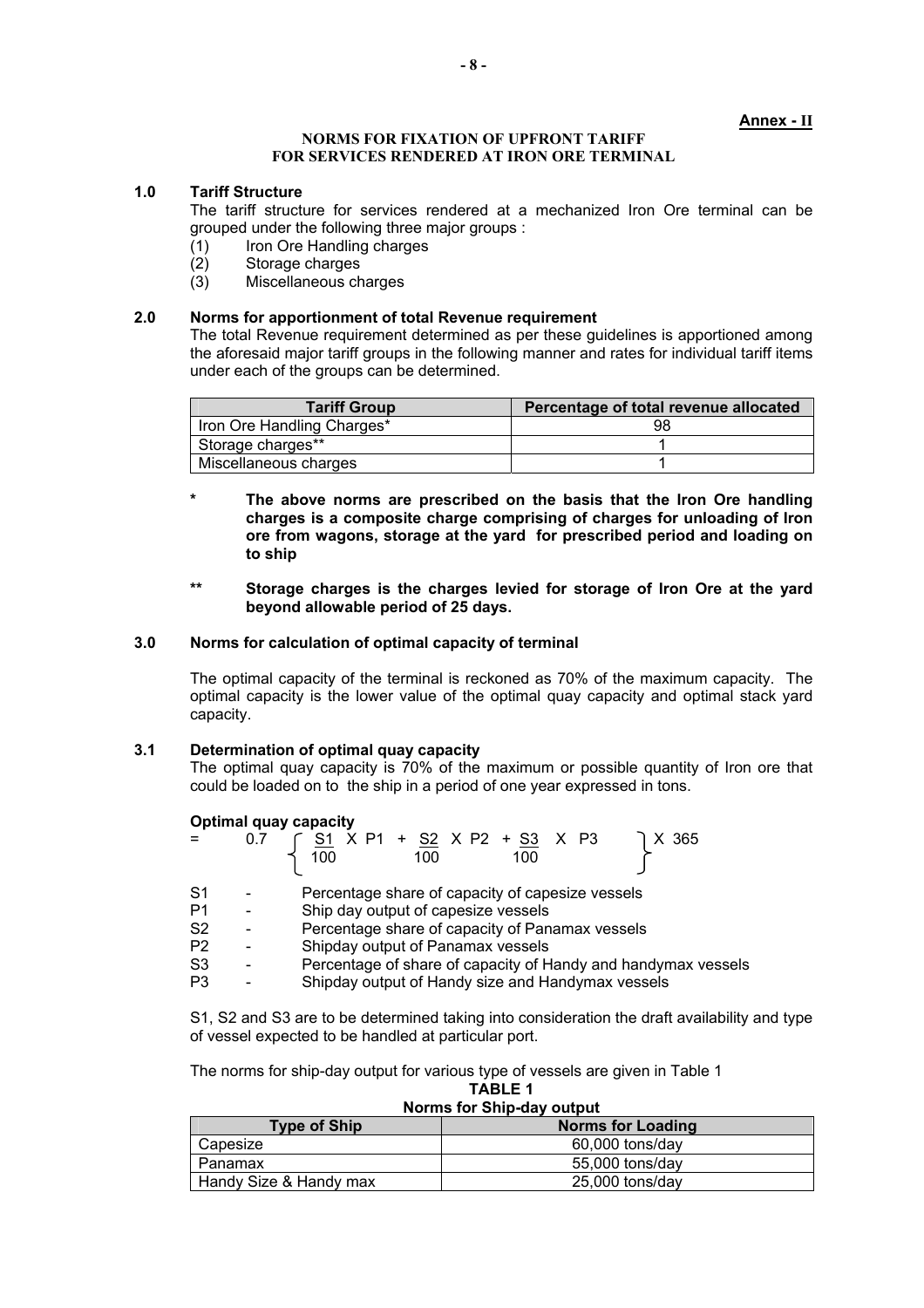**Annex - II**

## NORMS FOR FIXATION OF UPFRONT TARIFF FOR SERVICES RENDERED AT IRON ORE TERMINAL

### 1.0 Tariff Structure

The tariff structure for services rendered at a mechanized Iron Ore terminal can be grouped under the following three major groups :

(1) Iron Ore Handling charges
(2) Storage charges
(3) Miscellaneous charges

### 2.0 Norms for apportionment of total Revenue requirement

The total Revenue requirement determined as per these guidelines is apportioned among the aforesaid major tariff groups in the following manner and rates for individual tariff items under each of the groups can be determined.

| Tariff Group | Percentage of total revenue allocated |
|---|---|
| Iron Ore Handling Charges* | 98 |
| Storage charges** | 1 |
| Miscellaneous charges | 1 |

\* **The above norms are prescribed on the basis that the Iron Ore handling charges is a composite charge comprising of charges for unloading of Iron ore from wagons, storage at the yard for prescribed period and loading on to ship**

\** **Storage charges is the charges levied for storage of Iron Ore at the yard beyond allowable period of 25 days.**

### 3.0 Norms for calculation of optimal capacity of terminal

The optimal capacity of the terminal is reckoned as 70% of the maximum capacity. The optimal capacity is the lower value of the optimal quay capacity and optimal stack yard capacity.

### 3.1 Determination of optimal quay capacity

The optimal quay capacity is 70% of the maximum or possible quantity of Iron ore that could be loaded on to the ship in a period of one year expressed in tons.

**Optimal quay capacity**

$$= 0.7 \left\{ \frac{S1}{100} \times P1 + \frac{S2}{100} \times P2 + \frac{S3}{100} \times P3 \right\} \times 365$$

S1 - Percentage share of capacity of capesize vessels
P1 - Ship day output of capesize vessels
S2 - Percentage share of capacity of Panamax vessels
P2 - Shipday output of Panamax vessels
S3 - Percentage of share of capacity of Handy and handymax vessels
P3 - Shipday output of Handy size and Handymax vessels

S1, S2 and S3 are to be determined taking into consideration the draft availability and type of vessel expected to be handled at particular port.

The norms for ship-day output for various type of vessels are given in Table 1

**TABLE 1**
**Norms for Ship-day output**

| Type of Ship | Norms for Loading |
|---|---|
| Capesize | 60,000 tons/day |
| Panamax | 55,000 tons/day |
| Handy Size & Handy max | 25,000 tons/day |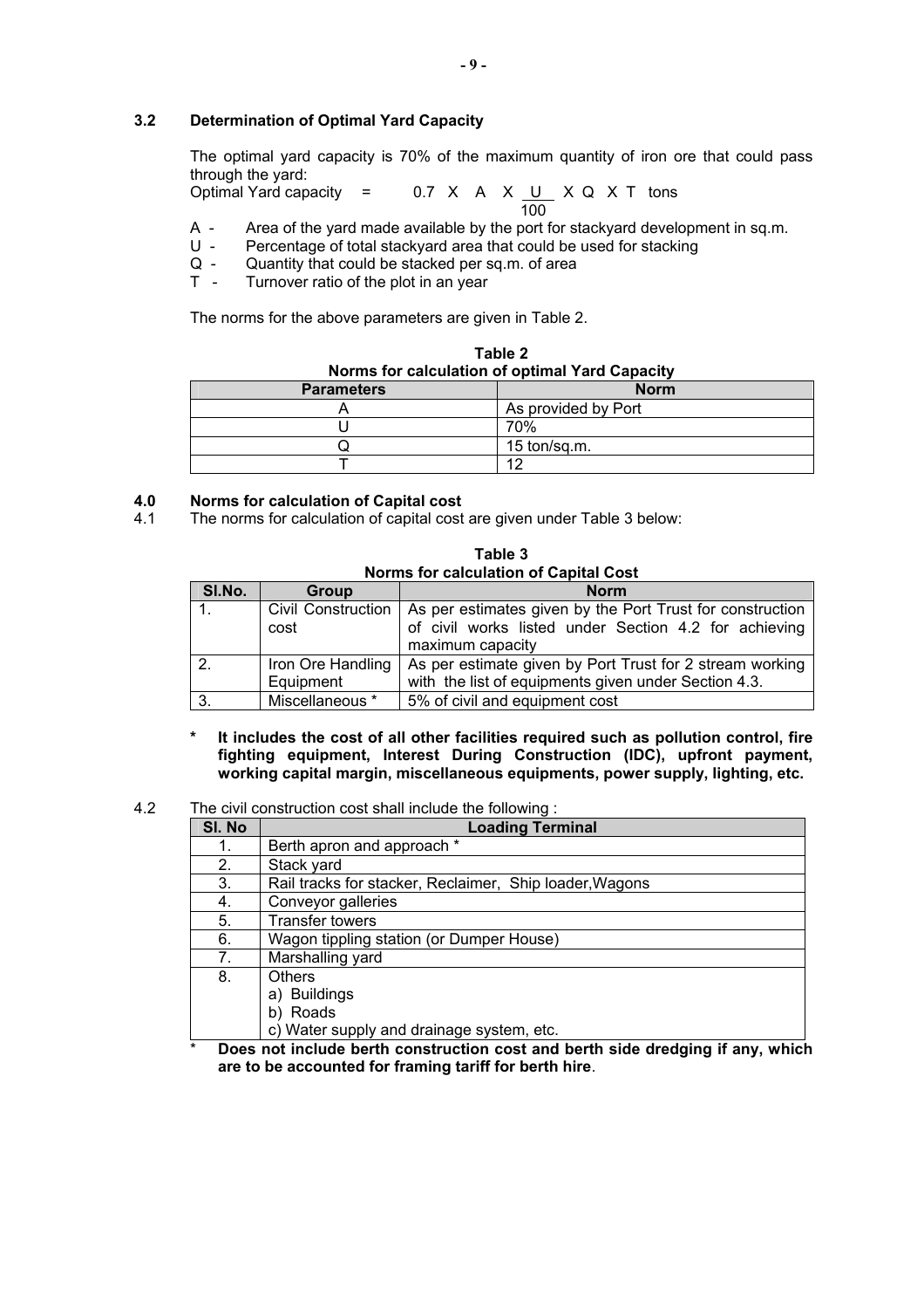### 3.2 Determination of Optimal Yard Capacity

The optimal yard capacity is 70% of the maximum quantity of iron ore that could pass through the yard:

$$\text{Optimal Yard capacity} = 0.7 \times A \times \frac{U}{100} \times Q \times T \text{ tons}$$

- A - Area of the yard made available by the port for stackyard development in sq.m.
- U - Percentage of total stackyard area that could be used for stacking
- Q - Quantity that could be stacked per sq.m. of area
- T - Turnover ratio of the plot in an year

The norms for the above parameters are given in Table 2.

**Table 2**
**Norms for calculation of optimal Yard Capacity**

| Parameters | Norm |
|---|---|
| A | As provided by Port |
| U | 70% |
| Q | 15 ton/sq.m. |
| T | 12 |

## 4.0 Norms for calculation of Capital cost

4.1 The norms for calculation of capital cost are given under Table 3 below:

**Table 3**
**Norms for calculation of Capital Cost**

| Sl.No. | Group | Norm |
|---|---|---|
| 1. | Civil Construction cost | As per estimates given by the Port Trust for construction of civil works listed under Section 4.2 for achieving maximum capacity |
| 2. | Iron Ore Handling Equipment | As per estimate given by Port Trust for 2 stream working with the list of equipments given under Section 4.3. |
| 3. | Miscellaneous * | 5% of civil and equipment cost |

\* **It includes the cost of all other facilities required such as pollution control, fire fighting equipment, Interest During Construction (IDC), upfront payment, working capital margin, miscellaneous equipments, power supply, lighting, etc.**

4.2 The civil construction cost shall include the following :

| Sl. No | Loading Terminal |
|---|---|
| 1. | Berth apron and approach * |
| 2. | Stack yard |
| 3. | Rail tracks for stacker, Reclaimer, Ship loader,Wagons |
| 4. | Conveyor galleries |
| 5. | Transfer towers |
| 6. | Wagon tippling station (or Dumper House) |
| 7. | Marshalling yard |
| 8. | Others<br>a) Buildings<br>b) Roads<br>c) Water supply and drainage system, etc. |

\* **Does not include berth construction cost and berth side dredging if any, which are to be accounted for framing tariff for berth hire**.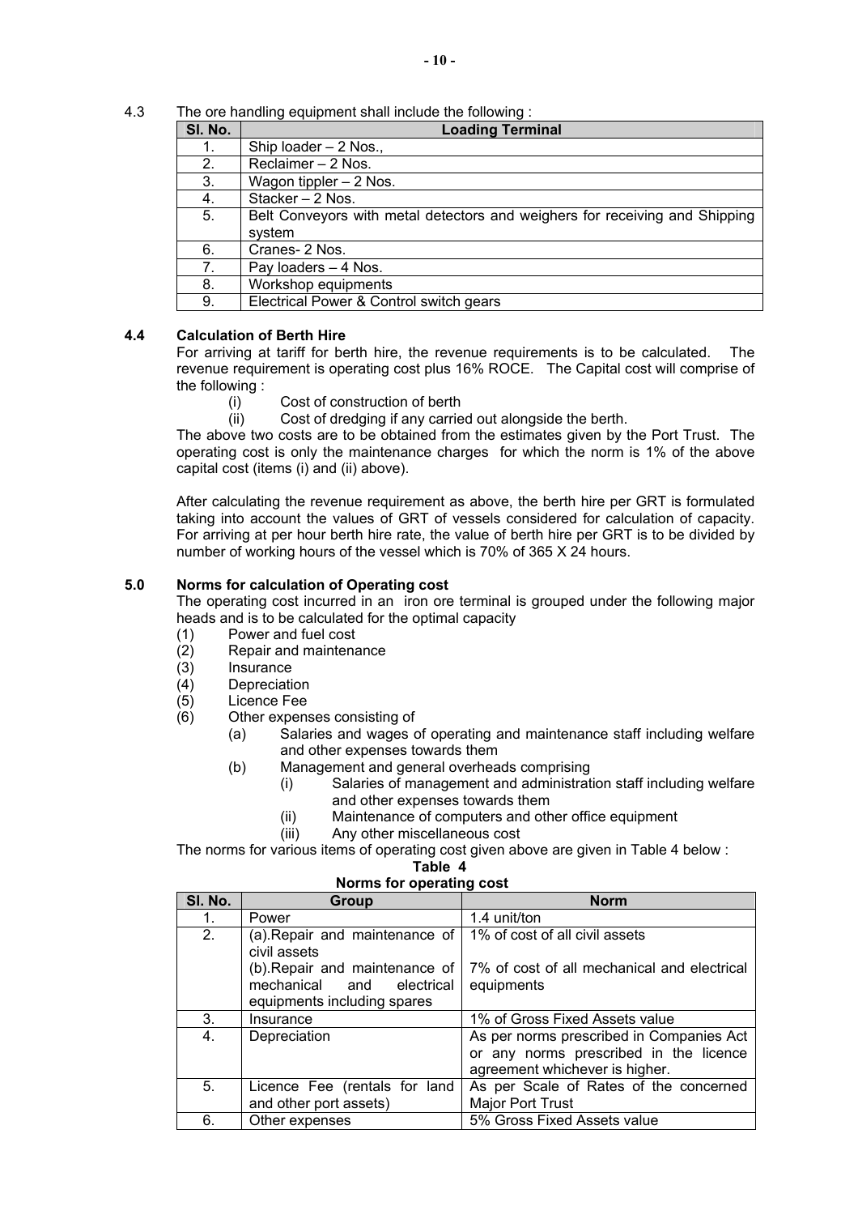4.3 The ore handling equipment shall include the following :

| Sl. No. | Loading Terminal |
|---|---|
| 1. | Ship loader – 2 Nos., |
| 2. | Reclaimer – 2 Nos. |
| 3. | Wagon tippler – 2 Nos. |
| 4. | Stacker – 2 Nos. |
| 5. | Belt Conveyors with metal detectors and weighers for receiving and Shipping system |
| 6. | Cranes- 2 Nos. |
| 7. | Pay loaders – 4 Nos. |
| 8. | Workshop equipments |
| 9. | Electrical Power & Control switch gears |

### 4.4 Calculation of Berth Hire

For arriving at tariff for berth hire, the revenue requirements is to be calculated. The revenue requirement is operating cost plus 16% ROCE. The Capital cost will comprise of the following :

- (i) Cost of construction of berth
- (ii) Cost of dredging if any carried out alongside the berth.

The above two costs are to be obtained from the estimates given by the Port Trust. The operating cost is only the maintenance charges for which the norm is 1% of the above capital cost (items (i) and (ii) above).

After calculating the revenue requirement as above, the berth hire per GRT is formulated taking into account the values of GRT of vessels considered for calculation of capacity. For arriving at per hour berth hire rate, the value of berth hire per GRT is to be divided by number of working hours of the vessel which is 70% of 365 X 24 hours.

### 5.0 Norms for calculation of Operating cost

The operating cost incurred in an iron ore terminal is grouped under the following major heads and is to be calculated for the optimal capacity

- (1) Power and fuel cost
- (2) Repair and maintenance
- (3) Insurance
- (4) Depreciation
- (5) Licence Fee
- (6) Other expenses consisting of
  - (a) Salaries and wages of operating and maintenance staff including welfare and other expenses towards them
  - (b) Management and general overheads comprising
    - (i) Salaries of management and administration staff including welfare and other expenses towards them
    - (ii) Maintenance of computers and other office equipment
    - (iii) Any other miscellaneous cost

The norms for various items of operating cost given above are given in Table 4 below :

**Table 4**

**Norms for operating cost**

| Sl. No. | Group | Norm |
|---|---|---|
| 1. | Power | 1.4 unit/ton |
| 2. | (a).Repair and maintenance of civil assets | 1% of cost of all civil assets |
| | (b).Repair and maintenance of mechanical and electrical equipments including spares | 7% of cost of all mechanical and electrical equipments |
| 3. | Insurance | 1% of Gross Fixed Assets value |
| 4. | Depreciation | As per norms prescribed in Companies Act or any norms prescribed in the licence agreement whichever is higher. |
| 5. | Licence Fee (rentals for land and other port assets) | As per Scale of Rates of the concerned Major Port Trust |
| 6. | Other expenses | 5% Gross Fixed Assets value |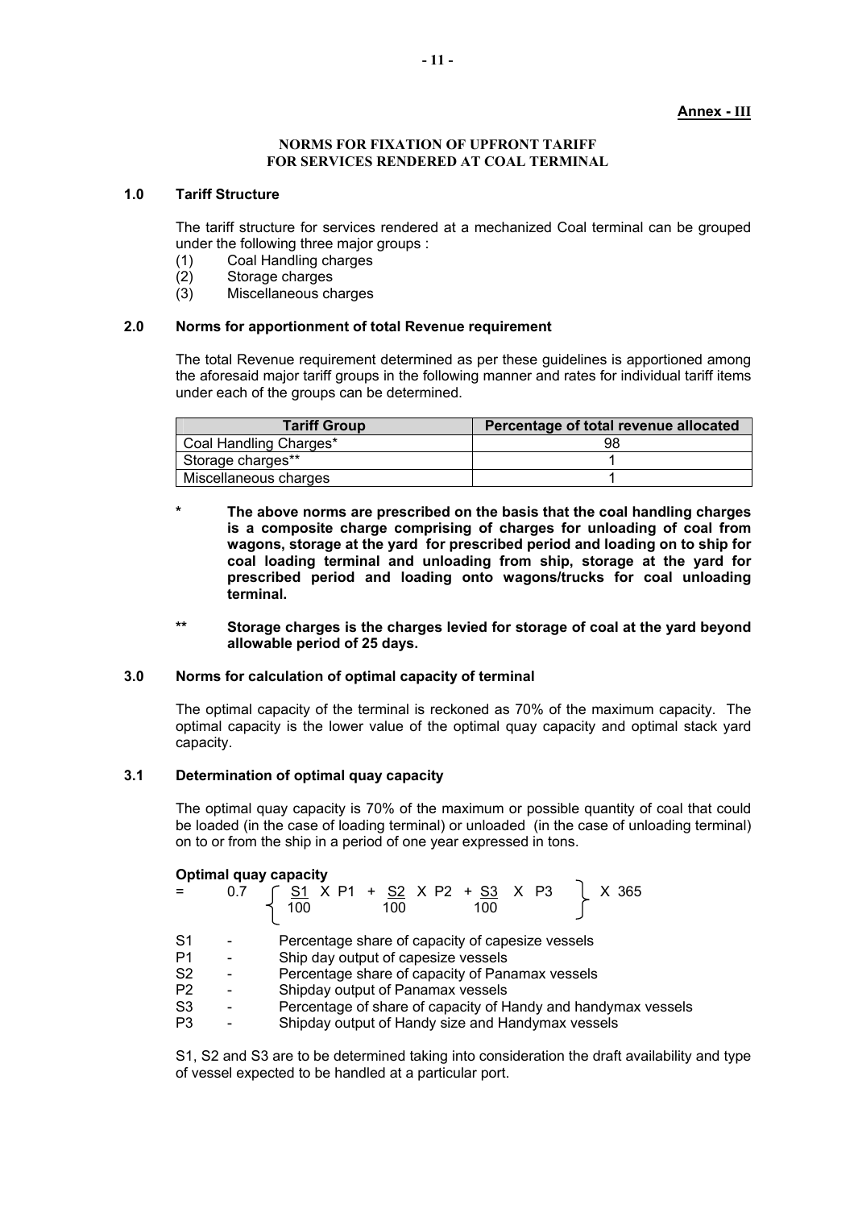**Annex - III**

**NORMS FOR FIXATION OF UPFRONT TARIFF FOR SERVICES RENDERED AT COAL TERMINAL**

## 1.0 Tariff Structure

The tariff structure for services rendered at a mechanized Coal terminal can be grouped under the following three major groups :

(1) Coal Handling charges
(2) Storage charges
(3) Miscellaneous charges

## 2.0 Norms for apportionment of total Revenue requirement

The total Revenue requirement determined as per these guidelines is apportioned among the aforesaid major tariff groups in the following manner and rates for individual tariff items under each of the groups can be determined.

| Tariff Group | Percentage of total revenue allocated |
|---|---|
| Coal Handling Charges* | 98 |
| Storage charges** | 1 |
| Miscellaneous charges | 1 |

\* **The above norms are prescribed on the basis that the coal handling charges is a composite charge comprising of charges for unloading of coal from wagons, storage at the yard for prescribed period and loading on to ship for coal loading terminal and unloading from ship, storage at the yard for prescribed period and loading onto wagons/trucks for coal unloading terminal.**

\** **Storage charges is the charges levied for storage of coal at the yard beyond allowable period of 25 days.**

## 3.0 Norms for calculation of optimal capacity of terminal

The optimal capacity of the terminal is reckoned as 70% of the maximum capacity. The optimal capacity is the lower value of the optimal quay capacity and optimal stack yard capacity.

### 3.1 Determination of optimal quay capacity

The optimal quay capacity is 70% of the maximum or possible quantity of coal that could be loaded (in the case of loading terminal) or unloaded (in the case of unloading terminal) on to or from the ship in a period of one year expressed in tons.

**Optimal quay capacity**

$$= 0.7 \left\{ \frac{S1}{100} \times P1 + \frac{S2}{100} \times P2 + \frac{S3}{100} \times P3 \right\} \times 365$$

- S1 - Percentage share of capacity of capesize vessels
- P1 - Ship day output of capesize vessels
- S2 - Percentage share of capacity of Panamax vessels
- P2 - Shipday output of Panamax vessels
- S3 - Percentage of share of capacity of Handy and handymax vessels
- P3 - Shipday output of Handy size and Handymax vessels

S1, S2 and S3 are to be determined taking into consideration the draft availability and type of vessel expected to be handled at a particular port.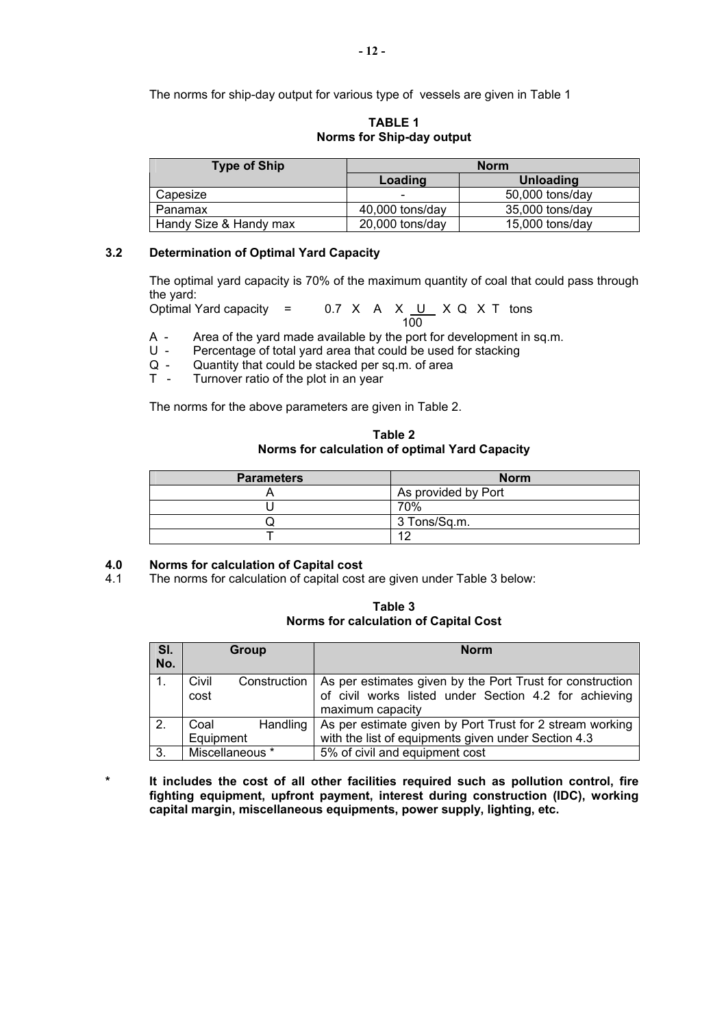The norms for ship-day output for various type of vessels are given in Table 1

**TABLE 1**
**Norms for Ship-day output**

| Type of Ship | Norm | |
|---|---|---|
| | Loading | Unloading |
| Capesize | - | 50,000 tons/day |
| Panamax | 40,000 tons/day | 35,000 tons/day |
| Handy Size & Handy max | 20,000 tons/day | 15,000 tons/day |

## 3.2 Determination of Optimal Yard Capacity

The optimal yard capacity is 70% of the maximum quantity of coal that could pass through the yard:

$$\text{Optimal Yard capacity} = 0.7 \times A \times \frac{U}{100} \times Q \times T \text{ tons}$$

- A - Area of the yard made available by the port for development in sq.m.
- U - Percentage of total yard area that could be used for stacking
- Q - Quantity that could be stacked per sq.m. of area
- T - Turnover ratio of the plot in an year

The norms for the above parameters are given in Table 2.

**Table 2**
**Norms for calculation of optimal Yard Capacity**

| Parameters | Norm |
|---|---|
| A | As provided by Port |
| U | 70% |
| Q | 3 Tons/Sq.m. |
| T | 12 |

## 4.0 Norms for calculation of Capital cost

4.1 The norms for calculation of capital cost are given under Table 3 below:

**Table 3**
**Norms for calculation of Capital Cost**

| Sl. No. | Group | Norm |
|---|---|---|
| 1. | Civil Construction cost | As per estimates given by the Port Trust for construction of civil works listed under Section 4.2 for achieving maximum capacity |
| 2. | Coal Handling Equipment | As per estimate given by Port Trust for 2 stream working with the list of equipments given under Section 4.3 |
| 3. | Miscellaneous * | 5% of civil and equipment cost |

\* **It includes the cost of all other facilities required such as pollution control, fire fighting equipment, upfront payment, interest during construction (IDC), working capital margin, miscellaneous equipments, power supply, lighting, etc.**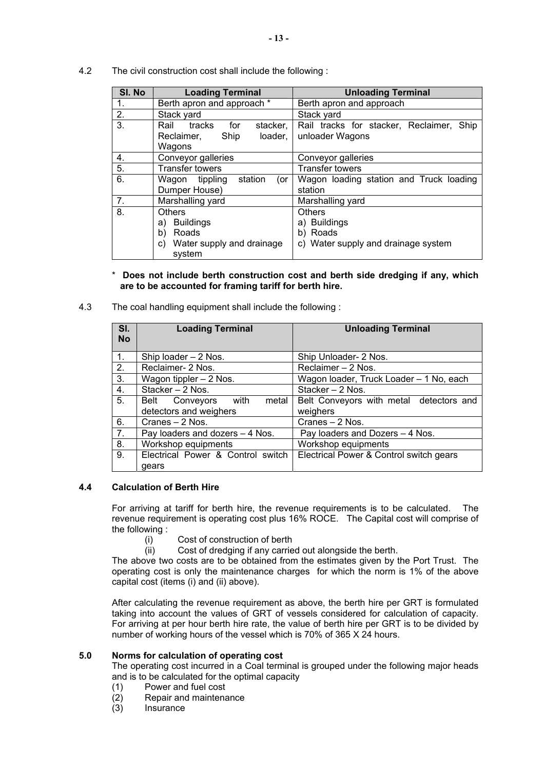4.2 The civil construction cost shall include the following :

| Sl. No | Loading Terminal | Unloading Terminal |
|---|---|---|
| 1. | Berth apron and approach * | Berth apron and approach |
| 2. | Stack yard | Stack yard |
| 3. | Rail tracks for stacker, Reclaimer, Ship loader, Wagons | Rail tracks for stacker, Reclaimer, Ship unloader Wagons |
| 4. | Conveyor galleries | Conveyor galleries |
| 5. | Transfer towers | Transfer towers |
| 6. | Wagon tippling station (or Dumper House) | Wagon loading station and Truck loading station |
| 7. | Marshalling yard | Marshalling yard |
| 8. | Others<br>a) Buildings<br>b) Roads<br>c) Water supply and drainage system | Others<br>a) Buildings<br>b) Roads<br>c) Water supply and drainage system |

\* **Does not include berth construction cost and berth side dredging if any, which are to be accounted for framing tariff for berth hire.**

4.3 The coal handling equipment shall include the following :

| Sl. No | Loading Terminal | Unloading Terminal |
|---|---|---|
| 1. | Ship loader – 2 Nos. | Ship Unloader- 2 Nos. |
| 2. | Reclaimer- 2 Nos. | Reclaimer – 2 Nos. |
| 3. | Wagon tippler – 2 Nos. | Wagon loader, Truck Loader – 1 No, each |
| 4. | Stacker – 2 Nos. | Stacker – 2 Nos. |
| 5. | Belt Conveyors with metal detectors and weighers | Belt Conveyors with metal detectors and weighers |
| 6. | Cranes – 2 Nos. | Cranes – 2 Nos. |
| 7. | Pay loaders and dozers – 4 Nos. | Pay loaders and Dozers – 4 Nos. |
| 8. | Workshop equipments | Workshop equipments |
| 9. | Electrical Power & Control switch gears | Electrical Power & Control switch gears |

### 4.4 Calculation of Berth Hire

For arriving at tariff for berth hire, the revenue requirements is to be calculated. The revenue requirement is operating cost plus 16% ROCE. The Capital cost will comprise of the following :

(i) Cost of construction of berth
(ii) Cost of dredging if any carried out alongside the berth.

The above two costs are to be obtained from the estimates given by the Port Trust. The operating cost is only the maintenance charges for which the norm is 1% of the above capital cost (items (i) and (ii) above).

After calculating the revenue requirement as above, the berth hire per GRT is formulated taking into account the values of GRT of vessels considered for calculation of capacity. For arriving at per hour berth hire rate, the value of berth hire per GRT is to be divided by number of working hours of the vessel which is 70% of 365 X 24 hours.

### 5.0 Norms for calculation of operating cost

The operating cost incurred in a Coal terminal is grouped under the following major heads and is to be calculated for the optimal capacity

(1) Power and fuel cost
(2) Repair and maintenance
(3) Insurance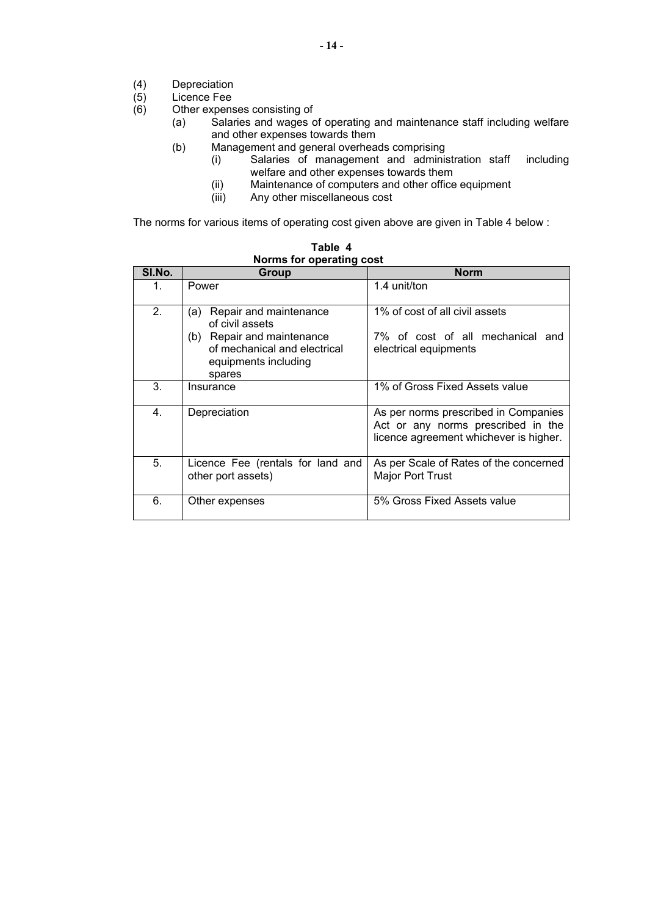(4) Depreciation
(5) Licence Fee
(6) Other expenses consisting of
    (a) Salaries and wages of operating and maintenance staff including welfare and other expenses towards them
    (b) Management and general overheads comprising
        (i) Salaries of management and administration staff including welfare and other expenses towards them
        (ii) Maintenance of computers and other office equipment
        (iii) Any other miscellaneous cost

The norms for various items of operating cost given above are given in Table 4 below :

**Table 4**
**Norms for operating cost**

| Sl.No. | Group | Norm |
|---|---|---|
| 1. | Power | 1.4 unit/ton |
| 2. | (a) Repair and maintenance of civil assets<br>(b) Repair and maintenance of mechanical and electrical equipments including spares | 1% of cost of all civil assets<br>7% of cost of all mechanical and electrical equipments |
| 3. | Insurance | 1% of Gross Fixed Assets value |
| 4. | Depreciation | As per norms prescribed in Companies Act or any norms prescribed in the licence agreement whichever is higher. |
| 5. | Licence Fee (rentals for land and other port assets) | As per Scale of Rates of the concerned Major Port Trust |
| 6. | Other expenses | 5% Gross Fixed Assets value |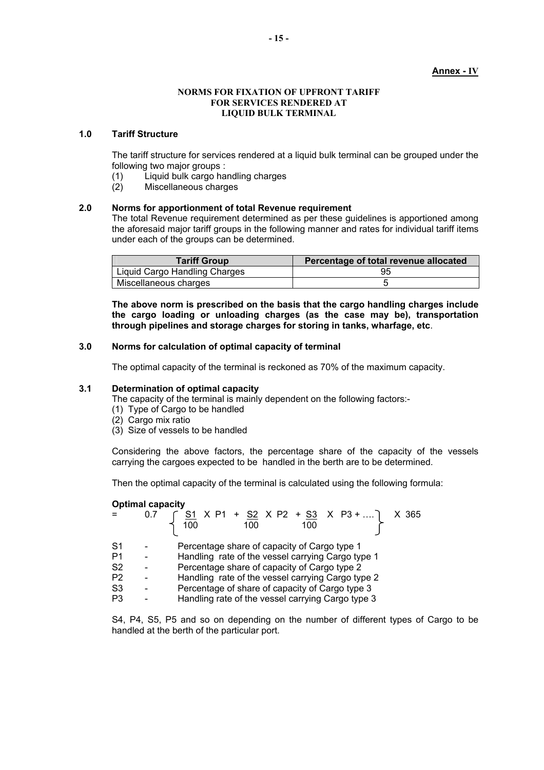**Annex - IV**

**NORMS FOR FIXATION OF UPFRONT TARIFF FOR SERVICES RENDERED AT LIQUID BULK TERMINAL**

## 1.0 Tariff Structure

The tariff structure for services rendered at a liquid bulk terminal can be grouped under the following two major groups :

(1) Liquid bulk cargo handling charges
(2) Miscellaneous charges

## 2.0 Norms for apportionment of total Revenue requirement

The total Revenue requirement determined as per these guidelines is apportioned among the aforesaid major tariff groups in the following manner and rates for individual tariff items under each of the groups can be determined.

| Tariff Group | Percentage of total revenue allocated |
|---|---|
| Liquid Cargo Handling Charges | 95 |
| Miscellaneous charges | 5 |

**The above norm is prescribed on the basis that the cargo handling charges include the cargo loading or unloading charges (as the case may be), transportation through pipelines and storage charges for storing in tanks, wharfage, etc**.

## 3.0 Norms for calculation of optimal capacity of terminal

The optimal capacity of the terminal is reckoned as 70% of the maximum capacity.

### 3.1 Determination of optimal capacity

The capacity of the terminal is mainly dependent on the following factors:-

(1) Type of Cargo to be handled
(2) Cargo mix ratio
(3) Size of vessels to be handled

Considering the above factors, the percentage share of the capacity of the vessels carrying the cargoes expected to be handled in the berth are to be determined.

Then the optimal capacity of the terminal is calculated using the following formula:

**Optimal capacity**

$$= 0.7 \left\{ \frac{S1}{100} \times P1 + \frac{S2}{100} \times P2 + \frac{S3}{100} \times P3 + \ldots \right\} \times 365$$

- S1 - Percentage share of capacity of Cargo type 1
- P1 - Handling rate of the vessel carrying Cargo type 1
- S2 - Percentage share of capacity of Cargo type 2
- P2 - Handling rate of the vessel carrying Cargo type 2
- S3 - Percentage of share of capacity of Cargo type 3
- P3 - Handling rate of the vessel carrying Cargo type 3

S4, P4, S5, P5 and so on depending on the number of different types of Cargo to be handled at the berth of the particular port.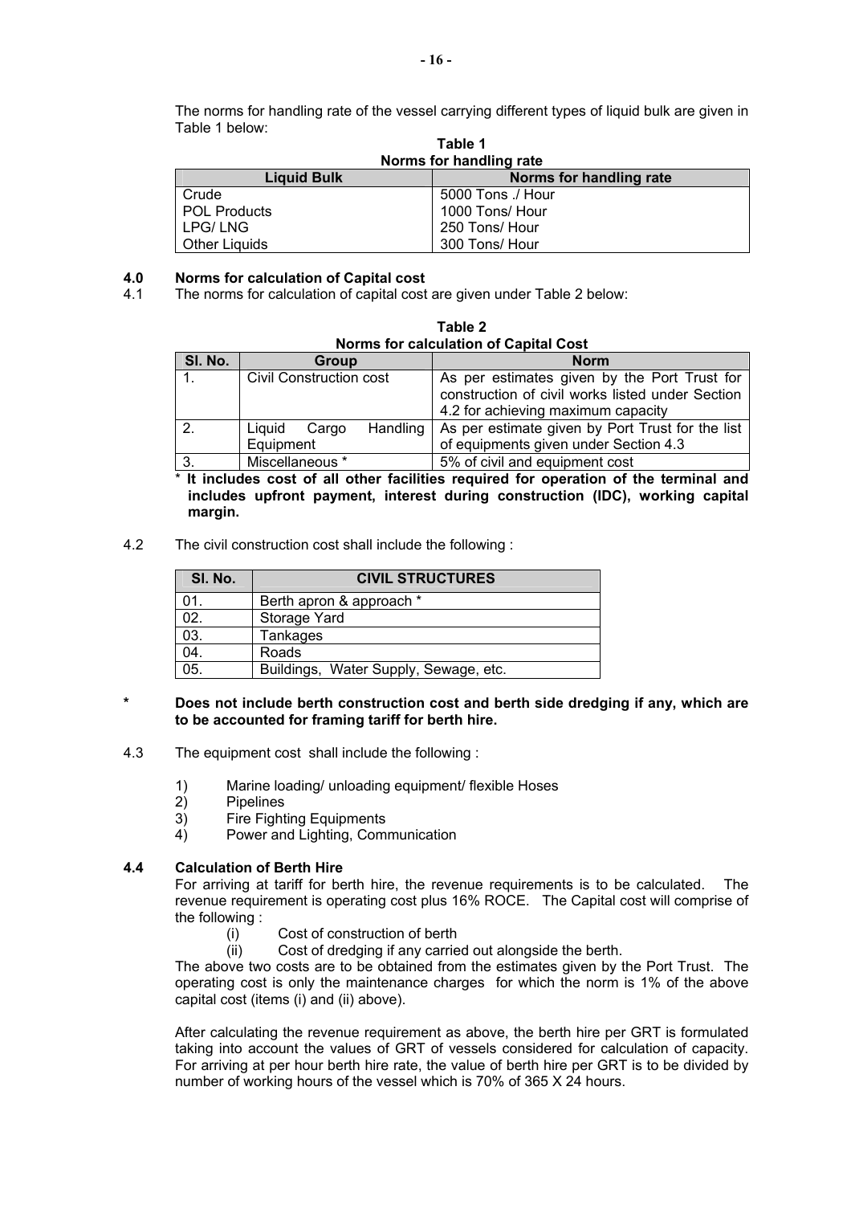The norms for handling rate of the vessel carrying different types of liquid bulk are given in Table 1 below:

**Table 1**
**Norms for handling rate**

| Liquid Bulk | Norms for handling rate |
|---|---|
| Crude | 5000 Tons ./ Hour |
| POL Products | 1000 Tons/ Hour |
| LPG/ LNG | 250 Tons/ Hour |
| Other Liquids | 300 Tons/ Hour |

## 4.0 Norms for calculation of Capital cost

4.1 The norms for calculation of capital cost are given under Table 2 below:

**Table 2**
**Norms for calculation of Capital Cost**

| Sl. No. | Group | Norm |
|---|---|---|
| 1. | Civil Construction cost | As per estimates given by the Port Trust for construction of civil works listed under Section 4.2 for achieving maximum capacity |
| 2. | Liquid Cargo Handling Equipment | As per estimate given by Port Trust for the list of equipments given under Section 4.3 |
| 3. | Miscellaneous * | 5% of civil and equipment cost |

\* **It includes cost of all other facilities required for operation of the terminal and includes upfront payment, interest during construction (IDC), working capital margin.**

4.2 The civil construction cost shall include the following :

| Sl. No. | CIVIL STRUCTURES |
|---|---|
| 01. | Berth apron & approach * |
| 02. | Storage Yard |
| 03. | Tankages |
| 04. | Roads |
| 05. | Buildings, Water Supply, Sewage, etc. |

\* **Does not include berth construction cost and berth side dredging if any, which are to be accounted for framing tariff for berth hire.**

4.3 The equipment cost shall include the following :

1) Marine loading/ unloading equipment/ flexible Hoses
2) Pipelines
3) Fire Fighting Equipments
4) Power and Lighting, Communication

### 4.4 Calculation of Berth Hire

For arriving at tariff for berth hire, the revenue requirements is to be calculated. The revenue requirement is operating cost plus 16% ROCE. The Capital cost will comprise of the following :

(i) Cost of construction of berth
(ii) Cost of dredging if any carried out alongside the berth.

The above two costs are to be obtained from the estimates given by the Port Trust. The operating cost is only the maintenance charges for which the norm is 1% of the above capital cost (items (i) and (ii) above).

After calculating the revenue requirement as above, the berth hire per GRT is formulated taking into account the values of GRT of vessels considered for calculation of capacity. For arriving at per hour berth hire rate, the value of berth hire per GRT is to be divided by number of working hours of the vessel which is 70% of 365 X 24 hours.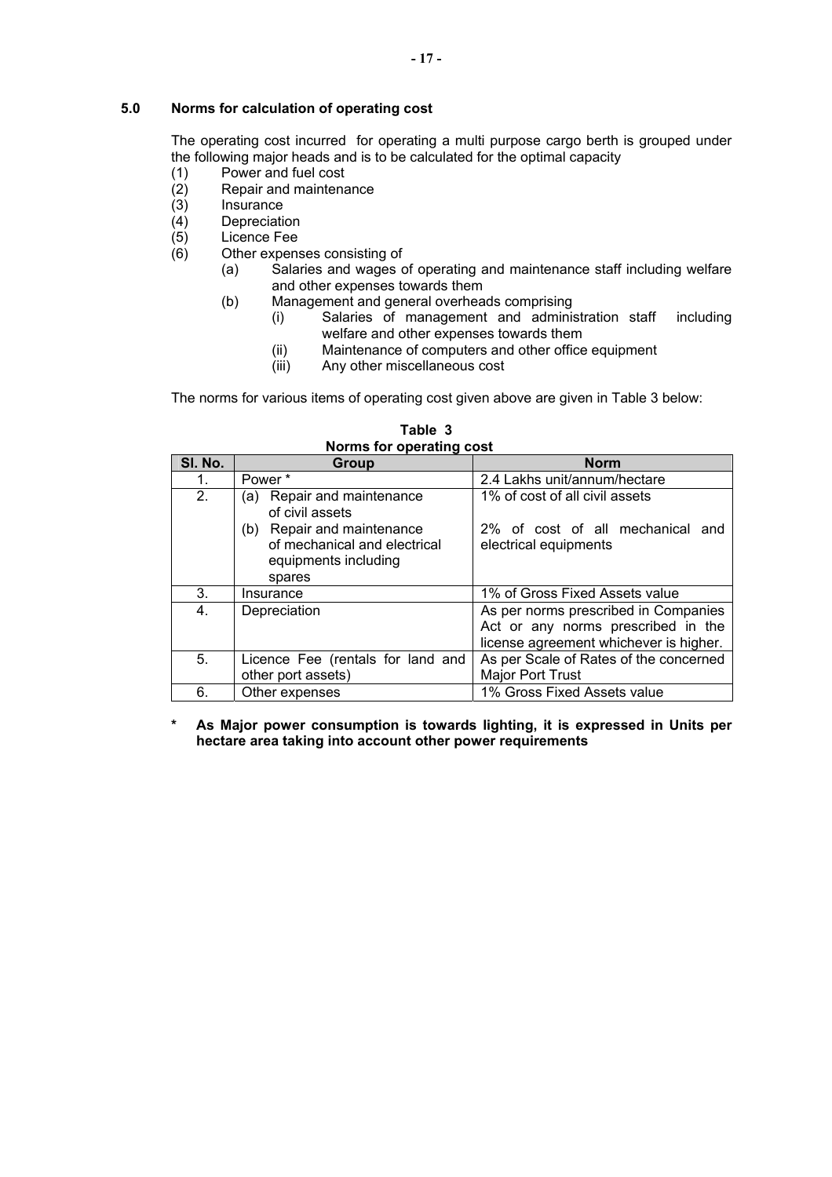## 5.0 Norms for calculation of operating cost

The operating cost incurred for operating a multi purpose cargo berth is grouped under the following major heads and is to be calculated for the optimal capacity

(1) Power and fuel cost
(2) Repair and maintenance
(3) Insurance
(4) Depreciation
(5) Licence Fee
(6) Other expenses consisting of
    - (a) Salaries and wages of operating and maintenance staff including welfare and other expenses towards them
    - (b) Management and general overheads comprising
        - (i) Salaries of management and administration staff including welfare and other expenses towards them
        - (ii) Maintenance of computers and other office equipment
        - (iii) Any other miscellaneous cost

The norms for various items of operating cost given above are given in Table 3 below:

**Table 3**
**Norms for operating cost**

| Sl. No. | Group | Norm |
|---|---|---|
| 1. | Power * | 2.4 Lakhs unit/annum/hectare |
| 2. | (a) Repair and maintenance of civil assets<br>(b) Repair and maintenance of mechanical and electrical equipments including spares | 1% of cost of all civil assets<br>2% of cost of all mechanical and electrical equipments |
| 3. | Insurance | 1% of Gross Fixed Assets value |
| 4. | Depreciation | As per norms prescribed in Companies Act or any norms prescribed in the license agreement whichever is higher. |
| 5. | Licence Fee (rentals for land and other port assets) | As per Scale of Rates of the concerned Major Port Trust |
| 6. | Other expenses | 1% Gross Fixed Assets value |

**\* As Major power consumption is towards lighting, it is expressed in Units per hectare area taking into account other power requirements**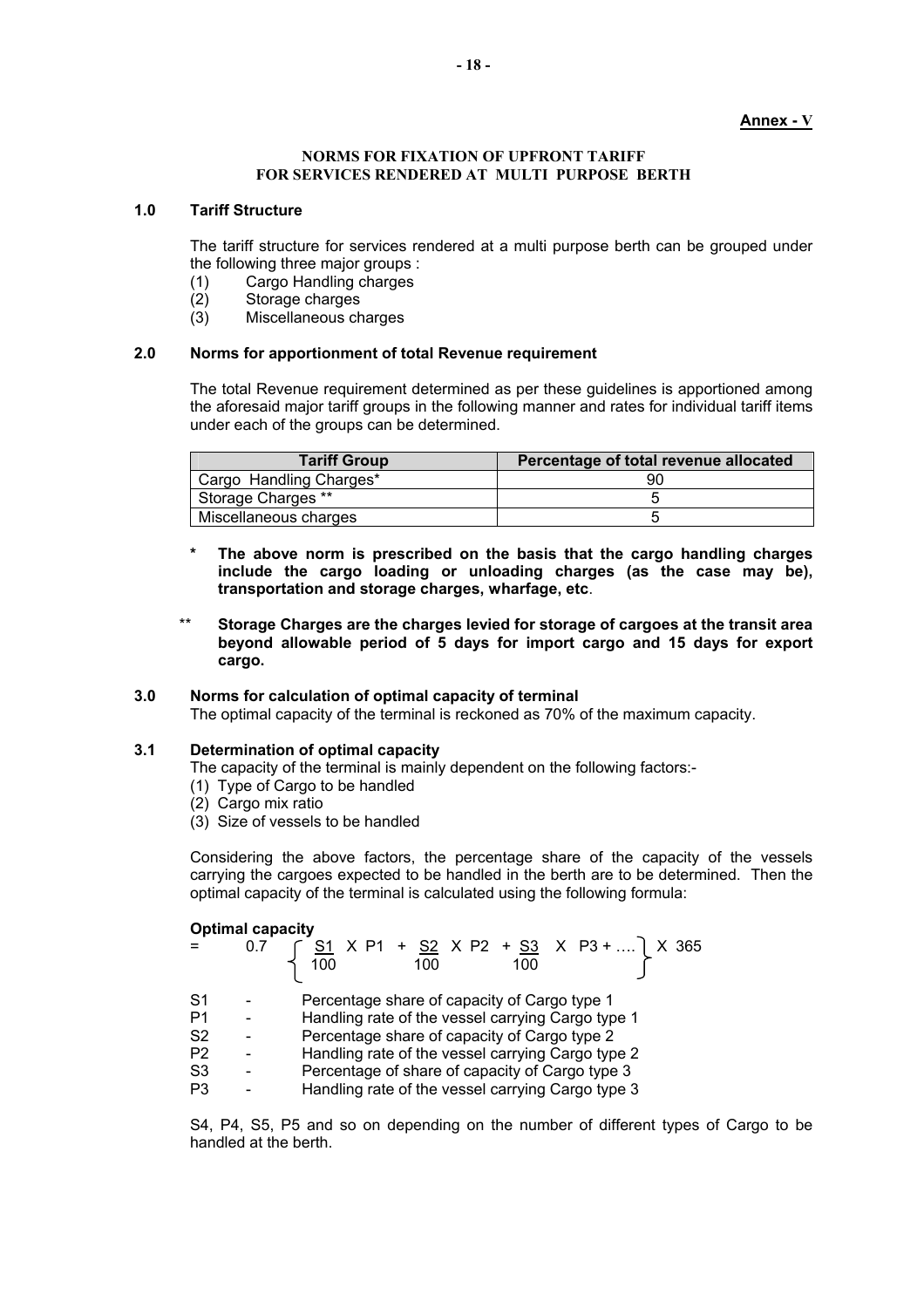**Annex - V**

**NORMS FOR FIXATION OF UPFRONT TARIFF FOR SERVICES RENDERED AT MULTI PURPOSE BERTH**

## 1.0 Tariff Structure

The tariff structure for services rendered at a multi purpose berth can be grouped under the following three major groups :

(1) Cargo Handling charges
(2) Storage charges
(3) Miscellaneous charges

## 2.0 Norms for apportionment of total Revenue requirement

The total Revenue requirement determined as per these guidelines is apportioned among the aforesaid major tariff groups in the following manner and rates for individual tariff items under each of the groups can be determined.

| Tariff Group | Percentage of total revenue allocated |
|---|---|
| Cargo Handling Charges* | 90 |
| Storage Charges ** | 5 |
| Miscellaneous charges | 5 |

\* **The above norm is prescribed on the basis that the cargo handling charges include the cargo loading or unloading charges (as the case may be), transportation and storage charges, wharfage, etc**.

\*\* **Storage Charges are the charges levied for storage of cargoes at the transit area beyond allowable period of 5 days for import cargo and 15 days for export cargo.**

## 3.0 Norms for calculation of optimal capacity of terminal

The optimal capacity of the terminal is reckoned as 70% of the maximum capacity.

### 3.1 Determination of optimal capacity

The capacity of the terminal is mainly dependent on the following factors:-

(1) Type of Cargo to be handled
(2) Cargo mix ratio
(3) Size of vessels to be handled

Considering the above factors, the percentage share of the capacity of the vessels carrying the cargoes expected to be handled in the berth are to be determined. Then the optimal capacity of the terminal is calculated using the following formula:

**Optimal capacity**

$$= 0.7 \left\{ \frac{S1}{100} \times P1 + \frac{S2}{100} \times P2 + \frac{S3}{100} \times P3 + \ldots \right\} \times 365$$

S1 - Percentage share of capacity of Cargo type 1
P1 - Handling rate of the vessel carrying Cargo type 1
S2 - Percentage share of capacity of Cargo type 2
P2 - Handling rate of the vessel carrying Cargo type 2
S3 - Percentage of share of capacity of Cargo type 3
P3 - Handling rate of the vessel carrying Cargo type 3

S4, P4, S5, P5 and so on depending on the number of different types of Cargo to be handled at the berth.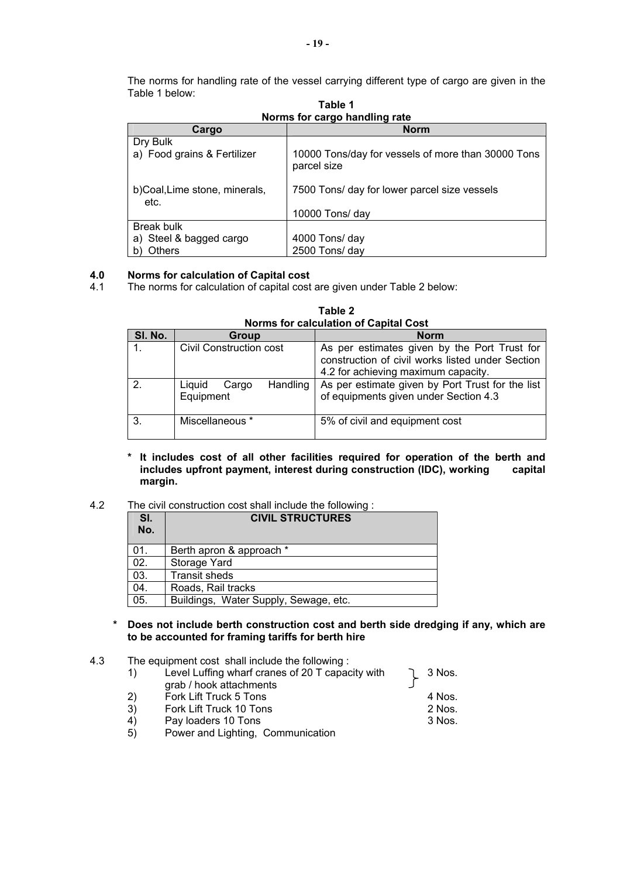The norms for handling rate of the vessel carrying different type of cargo are given in the Table 1 below:

**Table 1**
**Norms for cargo handling rate**

| Cargo | Norm |
|---|---|
| Dry Bulk<br>a) Food grains & Fertilizer | 10000 Tons/day for vessels of more than 30000 Tons parcel size |
| b)Coal,Lime stone, minerals, etc. | 7500 Tons/ day for lower parcel size vessels<br><br>10000 Tons/ day |
| Break bulk<br>a) Steel & bagged cargo | 4000 Tons/ day |
| b) Others | 2500 Tons/ day |

## 4.0 Norms for calculation of Capital cost

4.1 The norms for calculation of capital cost are given under Table 2 below:

**Table 2**
**Norms for calculation of Capital Cost**

| Sl. No. | Group | Norm |
|---|---|---|
| 1. | Civil Construction cost | As per estimates given by the Port Trust for construction of civil works listed under Section 4.2 for achieving maximum capacity. |
| 2. | Liquid Cargo Handling Equipment | As per estimate given by Port Trust for the list of equipments given under Section 4.3 |
| 3. | Miscellaneous * | 5% of civil and equipment cost |

**\* It includes cost of all other facilities required for operation of the berth and includes upfront payment, interest during construction (IDC), working capital margin.**

4.2 The civil construction cost shall include the following :

| Sl. No. | CIVIL STRUCTURES |
|---|---|
| 01. | Berth apron & approach * |
| 02. | Storage Yard |
| 03. | Transit sheds |
| 04. | Roads, Rail tracks |
| 05. | Buildings, Water Supply, Sewage, etc. |

**\* Does not include berth construction cost and berth side dredging if any, which are to be accounted for framing tariffs for berth hire**

4.3 The equipment cost shall include the following :

1) Level Luffing wharf cranes of 20 T capacity with grab / hook attachments — 3 Nos.
2) Fork Lift Truck 5 Tons — 4 Nos.
3) Fork Lift Truck 10 Tons — 2 Nos.
4) Pay loaders 10 Tons — 3 Nos.
5) Power and Lighting, Communication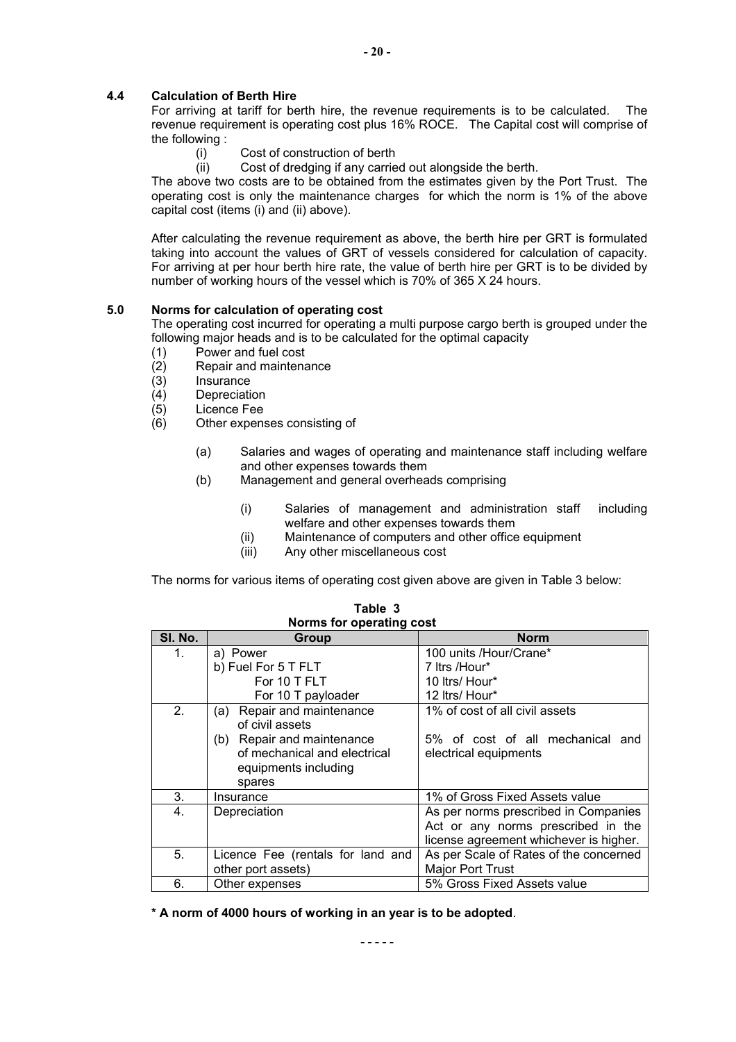### 4.4 Calculation of Berth Hire

For arriving at tariff for berth hire, the revenue requirements is to be calculated. The revenue requirement is operating cost plus 16% ROCE. The Capital cost will comprise of the following :

(i) Cost of construction of berth
(ii) Cost of dredging if any carried out alongside the berth.

The above two costs are to be obtained from the estimates given by the Port Trust. The operating cost is only the maintenance charges for which the norm is 1% of the above capital cost (items (i) and (ii) above).

After calculating the revenue requirement as above, the berth hire per GRT is formulated taking into account the values of GRT of vessels considered for calculation of capacity. For arriving at per hour berth hire rate, the value of berth hire per GRT is to be divided by number of working hours of the vessel which is 70% of 365 X 24 hours.

## 5.0 Norms for calculation of operating cost

The operating cost incurred for operating a multi purpose cargo berth is grouped under the following major heads and is to be calculated for the optimal capacity

(1) Power and fuel cost
(2) Repair and maintenance
(3) Insurance
(4) Depreciation
(5) Licence Fee
(6) Other expenses consisting of

 (a) Salaries and wages of operating and maintenance staff including welfare and other expenses towards them
 (b) Management and general overheads comprising

  (i) Salaries of management and administration staff including welfare and other expenses towards them
  (ii) Maintenance of computers and other office equipment
  (iii) Any other miscellaneous cost

The norms for various items of operating cost given above are given in Table 3 below:

**Table 3**
**Norms for operating cost**

| Sl. No. | Group | Norm |
|---|---|---|
| 1. | a) Power<br>b) Fuel For 5 T FLT<br>For 10 T FLT<br>For 10 T payloader | 100 units /Hour/Crane*<br>7 ltrs /Hour*<br>10 ltrs/ Hour*<br>12 ltrs/ Hour* |
| 2. | (a) Repair and maintenance of civil assets<br>(b) Repair and maintenance of mechanical and electrical equipments including spares | 1% of cost of all civil assets<br><br>5% of cost of all mechanical and electrical equipments |
| 3. | Insurance | 1% of Gross Fixed Assets value |
| 4. | Depreciation | As per norms prescribed in Companies Act or any norms prescribed in the license agreement whichever is higher. |
| 5. | Licence Fee (rentals for land and other port assets) | As per Scale of Rates of the concerned Major Port Trust |
| 6. | Other expenses | 5% Gross Fixed Assets value |

**\* A norm of 4000 hours of working in an year is to be adopted**.

- - - - -